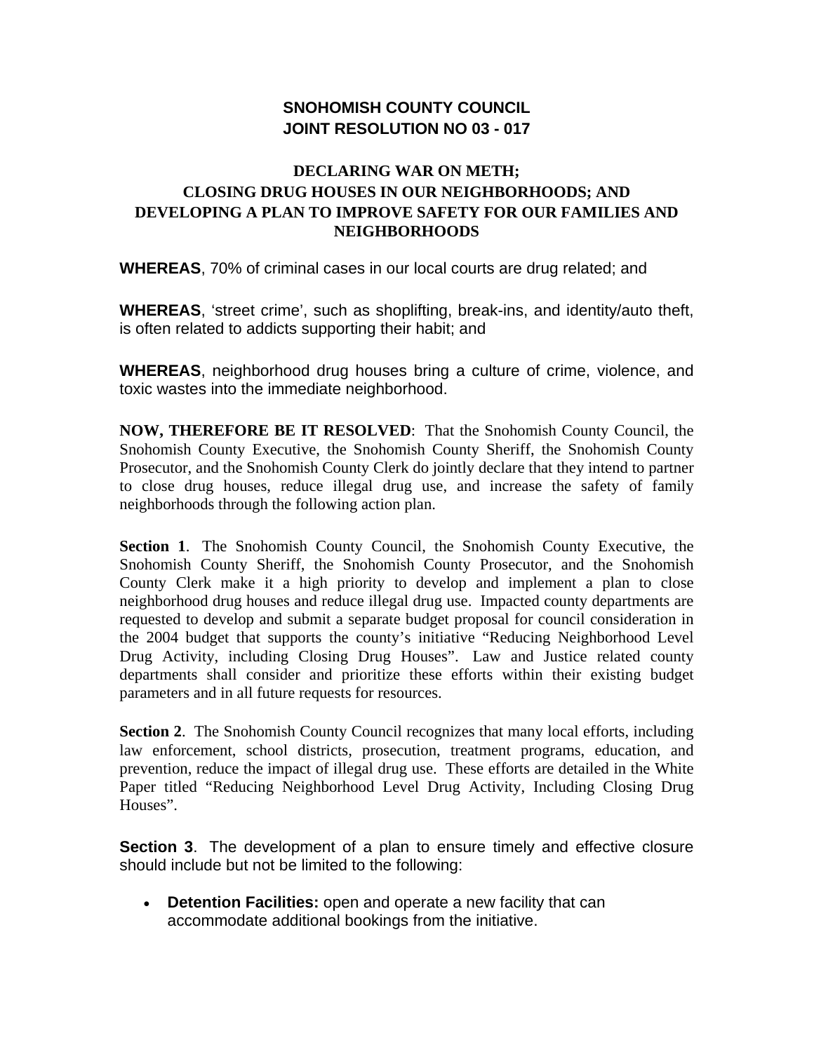# SNOHOMISH COUNTY COUNCIL
# JOINT RESOLUTION NO 03 - 017

## DECLARING WAR ON METH; CLOSING DRUG HOUSES IN OUR NEIGHBORHOODS; AND DEVELOPING A PLAN TO IMPROVE SAFETY FOR OUR FAMILIES AND NEIGHBORHOODS

**WHEREAS**, 70% of criminal cases in our local courts are drug related; and

**WHEREAS**, 'street crime', such as shoplifting, break-ins, and identity/auto theft, is often related to addicts supporting their habit; and

**WHEREAS**, neighborhood drug houses bring a culture of crime, violence, and toxic wastes into the immediate neighborhood.

**NOW, THEREFORE BE IT RESOLVED**: That the Snohomish County Council, the Snohomish County Executive, the Snohomish County Sheriff, the Snohomish County Prosecutor, and the Snohomish County Clerk do jointly declare that they intend to partner to close drug houses, reduce illegal drug use, and increase the safety of family neighborhoods through the following action plan.

**Section 1**. The Snohomish County Council, the Snohomish County Executive, the Snohomish County Sheriff, the Snohomish County Prosecutor, and the Snohomish County Clerk make it a high priority to develop and implement a plan to close neighborhood drug houses and reduce illegal drug use. Impacted county departments are requested to develop and submit a separate budget proposal for council consideration in the 2004 budget that supports the county's initiative "Reducing Neighborhood Level Drug Activity, including Closing Drug Houses". Law and Justice related county departments shall consider and prioritize these efforts within their existing budget parameters and in all future requests for resources.

**Section 2**. The Snohomish County Council recognizes that many local efforts, including law enforcement, school districts, prosecution, treatment programs, education, and prevention, reduce the impact of illegal drug use. These efforts are detailed in the White Paper titled "Reducing Neighborhood Level Drug Activity, Including Closing Drug Houses".

**Section 3**. The development of a plan to ensure timely and effective closure should include but not be limited to the following:

- **Detention Facilities:** open and operate a new facility that can accommodate additional bookings from the initiative.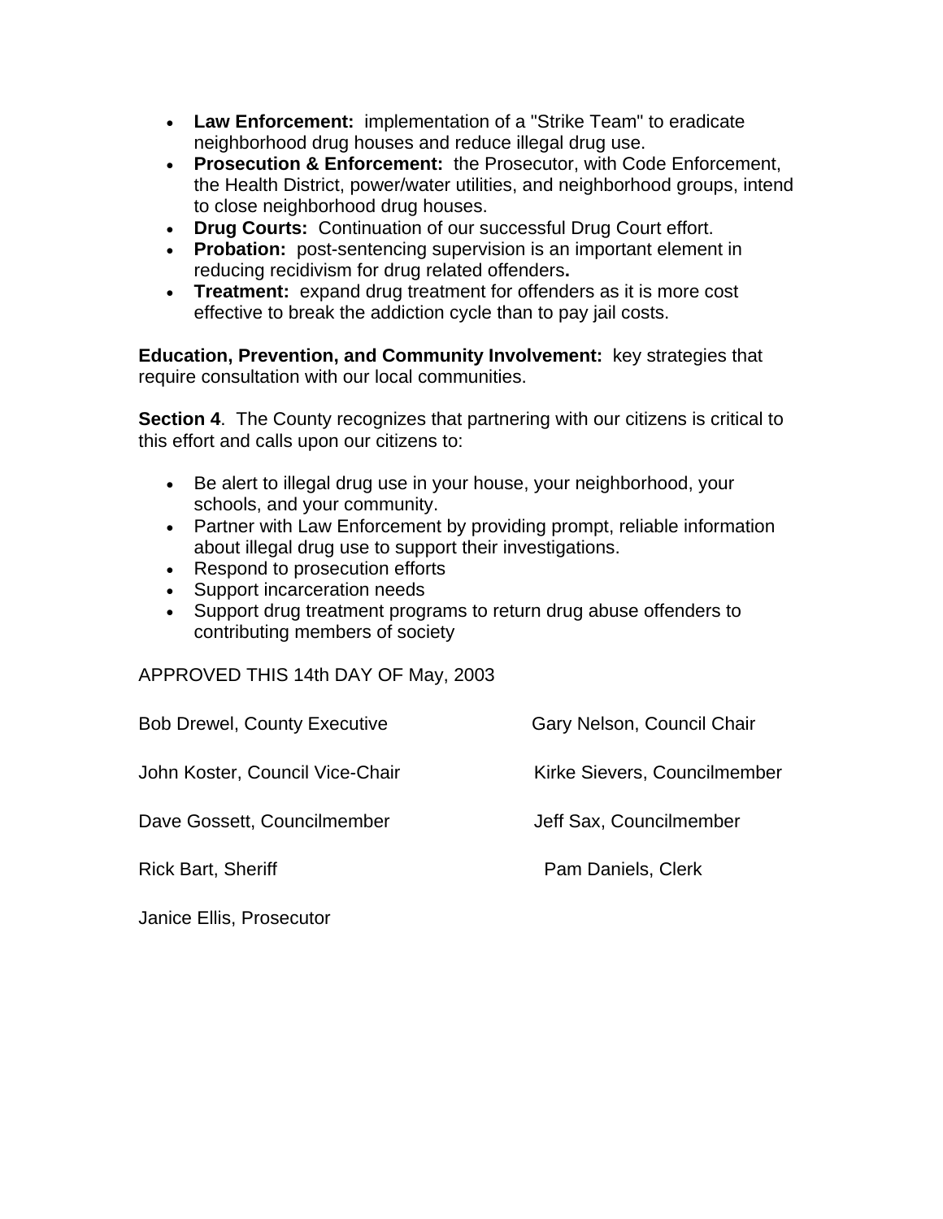- **Law Enforcement:** implementation of a "Strike Team" to eradicate neighborhood drug houses and reduce illegal drug use.
- **Prosecution & Enforcement:** the Prosecutor, with Code Enforcement, the Health District, power/water utilities, and neighborhood groups, intend to close neighborhood drug houses.
- **Drug Courts:** Continuation of our successful Drug Court effort.
- **Probation:** post-sentencing supervision is an important element in reducing recidivism for drug related offenders**.**
- **Treatment:** expand drug treatment for offenders as it is more cost effective to break the addiction cycle than to pay jail costs.

**Education, Prevention, and Community Involvement:** key strategies that require consultation with our local communities.

**Section 4**. The County recognizes that partnering with our citizens is critical to this effort and calls upon our citizens to:

- Be alert to illegal drug use in your house, your neighborhood, your schools, and your community.
- Partner with Law Enforcement by providing prompt, reliable information about illegal drug use to support their investigations.
- Respond to prosecution efforts
- Support incarceration needs
- Support drug treatment programs to return drug abuse offenders to contributing members of society

APPROVED THIS 14th DAY OF May, 2003

Bob Drewel, County Executive

Gary Nelson, Council Chair

John Koster, Council Vice-Chair

Kirke Sievers, Councilmember

Dave Gossett, Councilmember

Jeff Sax, Councilmember

Rick Bart, Sheriff

Pam Daniels, Clerk

Janice Ellis, Prosecutor